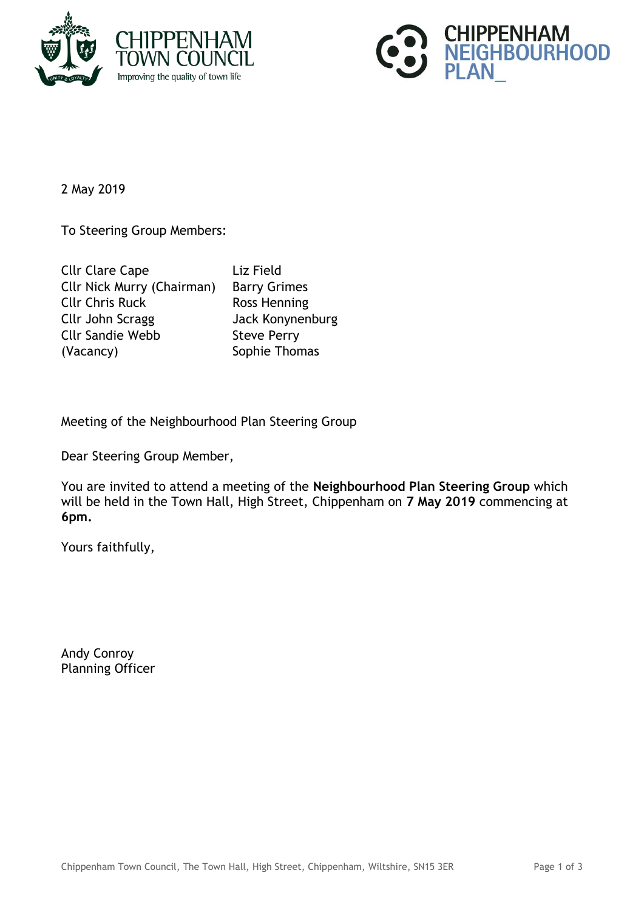CHIPPENHAM TOWN COUNCIL
Improving the quality of town life

CHIPPENHAM NEIGHBOURHOOD PLAN_

2 May 2019

To Steering Group Members:

| | |
|---|---|
| Cllr Clare Cape | Liz Field |
| Cllr Nick Murry (Chairman) | Barry Grimes |
| Cllr Chris Ruck | Ross Henning |
| Cllr John Scragg | Jack Konynenburg |
| Cllr Sandie Webb | Steve Perry |
| (Vacancy) | Sophie Thomas |

Meeting of the Neighbourhood Plan Steering Group

Dear Steering Group Member,

You are invited to attend a meeting of the **Neighbourhood Plan Steering Group** which will be held in the Town Hall, High Street, Chippenham on **7 May 2019** commencing at **6pm.**

Yours faithfully,

Andy Conroy
Planning Officer

Chippenham Town Council, The Town Hall, High Street, Chippenham, Wiltshire, SN15 3ER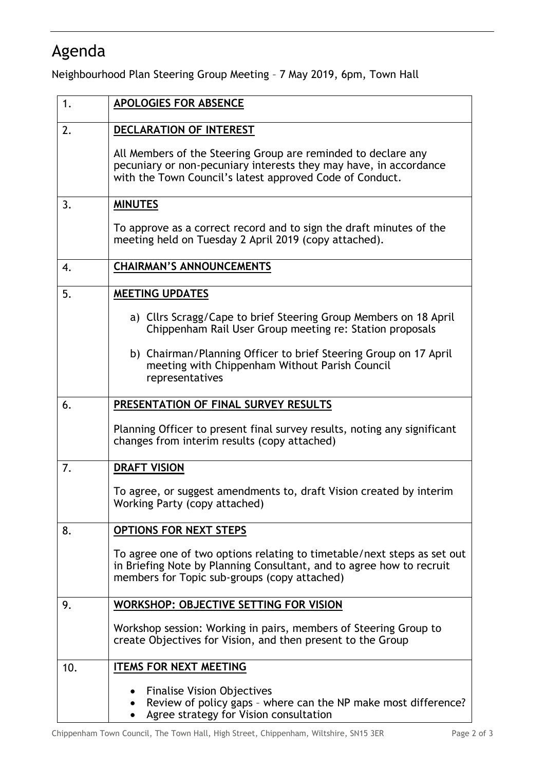# Agenda

Neighbourhood Plan Steering Group Meeting – 7 May 2019, 6pm, Town Hall

| | |
|---|---|
| 1. | **APOLOGIES FOR ABSENCE** |
| 2. | **DECLARATION OF INTEREST**<br><br>All Members of the Steering Group are reminded to declare any pecuniary or non-pecuniary interests they may have, in accordance with the Town Council's latest approved Code of Conduct. |
| 3. | **MINUTES**<br><br>To approve as a correct record and to sign the draft minutes of the meeting held on Tuesday 2 April 2019 (copy attached). |
| 4. | **CHAIRMAN'S ANNOUNCEMENTS** |
| 5. | **MEETING UPDATES**<br><br>a) Cllrs Scragg/Cape to brief Steering Group Members on 18 April Chippenham Rail User Group meeting re: Station proposals<br><br>b) Chairman/Planning Officer to brief Steering Group on 17 April meeting with Chippenham Without Parish Council representatives |
| 6. | **PRESENTATION OF FINAL SURVEY RESULTS**<br><br>Planning Officer to present final survey results, noting any significant changes from interim results (copy attached) |
| 7. | **DRAFT VISION**<br><br>To agree, or suggest amendments to, draft Vision created by interim Working Party (copy attached) |
| 8. | **OPTIONS FOR NEXT STEPS**<br><br>To agree one of two options relating to timetable/next steps as set out in Briefing Note by Planning Consultant, and to agree how to recruit members for Topic sub-groups (copy attached) |
| 9. | **WORKSHOP: OBJECTIVE SETTING FOR VISION**<br><br>Workshop session: Working in pairs, members of Steering Group to create Objectives for Vision, and then present to the Group |
| 10. | **ITEMS FOR NEXT MEETING**<br><br>• Finalise Vision Objectives<br>• Review of policy gaps – where can the NP make most difference?<br>• Agree strategy for Vision consultation |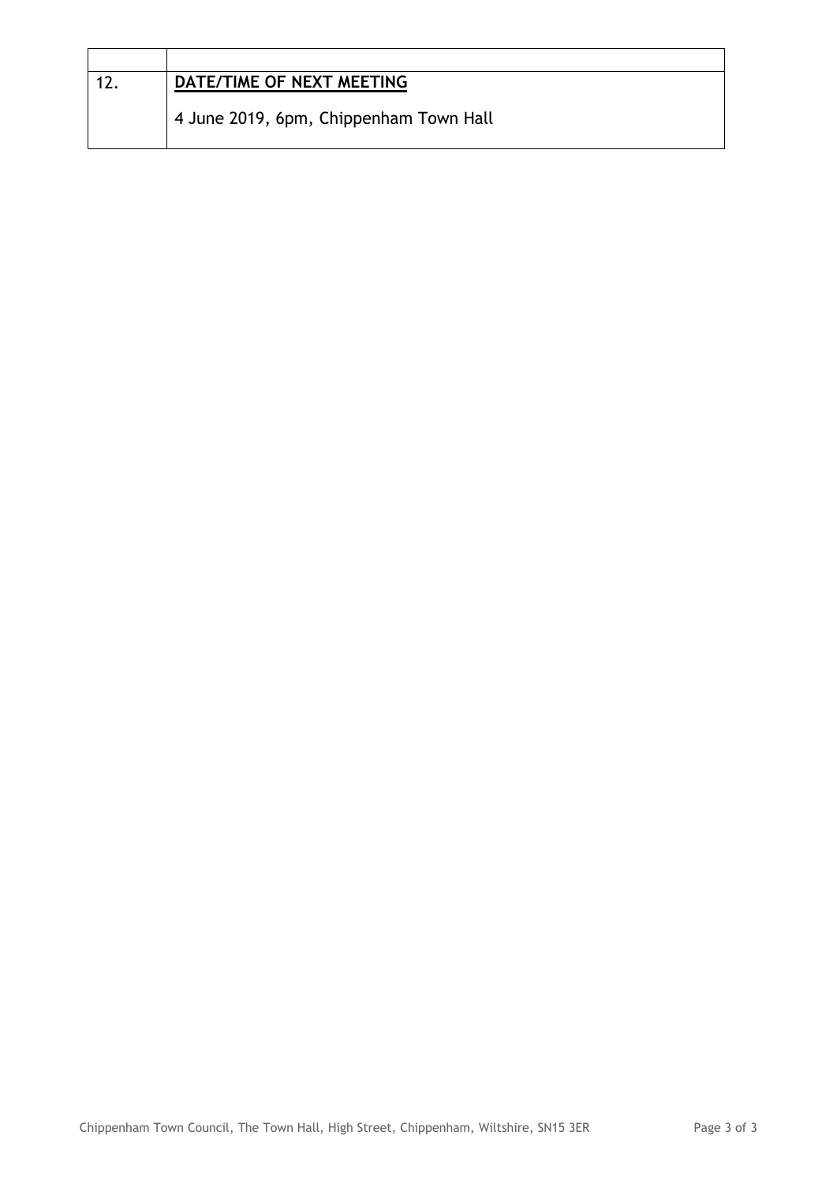| | |
|---|---|
| | |
| 12. | **DATE/TIME OF NEXT MEETING**<br><br>4 June 2019, 6pm, Chippenham Town Hall |

Chippenham Town Council, The Town Hall, High Street, Chippenham, Wiltshire, SN15 3ER